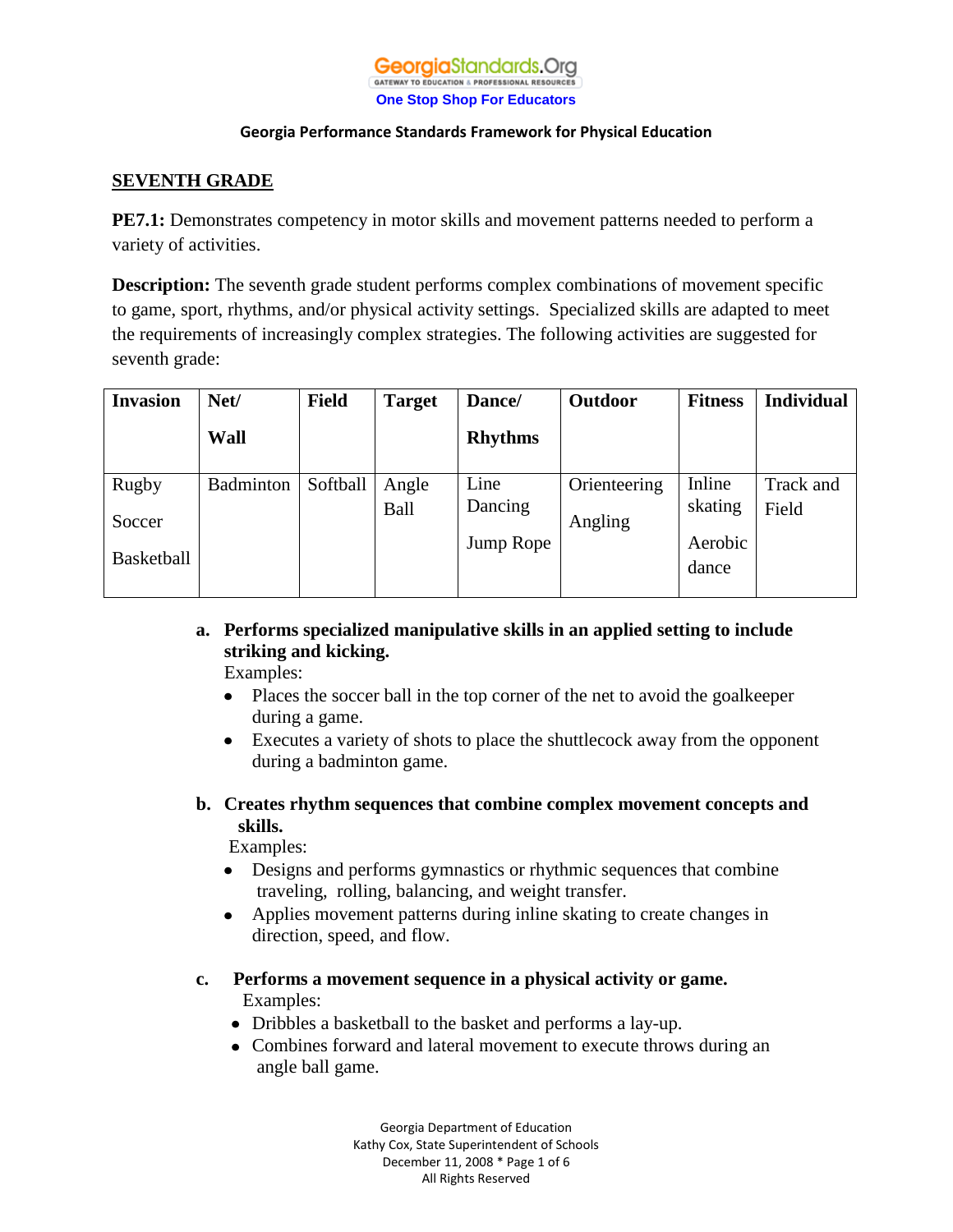GeorgiaStandards.Org
GATEWAY TO EDUCATION & PROFESSIONAL RESOURCES
One Stop Shop For Educators

**Georgia Performance Standards Framework for Physical Education**

## SEVENTH GRADE

**PE7.1:** Demonstrates competency in motor skills and movement patterns needed to perform a variety of activities.

**Description:** The seventh grade student performs complex combinations of movement specific to game, sport, rhythms, and/or physical activity settings. Specialized skills are adapted to meet the requirements of increasingly complex strategies. The following activities are suggested for seventh grade:

| Invasion | Net/ Wall | Field | Target | Dance/ Rhythms | Outdoor | Fitness | Individual |
|---|---|---|---|---|---|---|---|
| Rugby<br>Soccer<br>Basketball | Badminton | Softball | Angle Ball | Line Dancing<br>Jump Rope | Orienteering<br>Angling | Inline skating<br>Aerobic dance | Track and Field |

a. **Performs specialized manipulative skills in an applied setting to include striking and kicking.**
   Examples:
   - Places the soccer ball in the top corner of the net to avoid the goalkeeper during a game.
   - Executes a variety of shots to place the shuttlecock away from the opponent during a badminton game.

b. **Creates rhythm sequences that combine complex movement concepts and skills.**
   Examples:
   - Designs and performs gymnastics or rhythmic sequences that combine traveling, rolling, balancing, and weight transfer.
   - Applies movement patterns during inline skating to create changes in direction, speed, and flow.

c. **Performs a movement sequence in a physical activity or game.**
   Examples:
   - Dribbles a basketball to the basket and performs a lay-up.
   - Combines forward and lateral movement to execute throws during an angle ball game.

Georgia Department of Education
Kathy Cox, State Superintendent of Schools
December 11, 2008
All Rights Reserved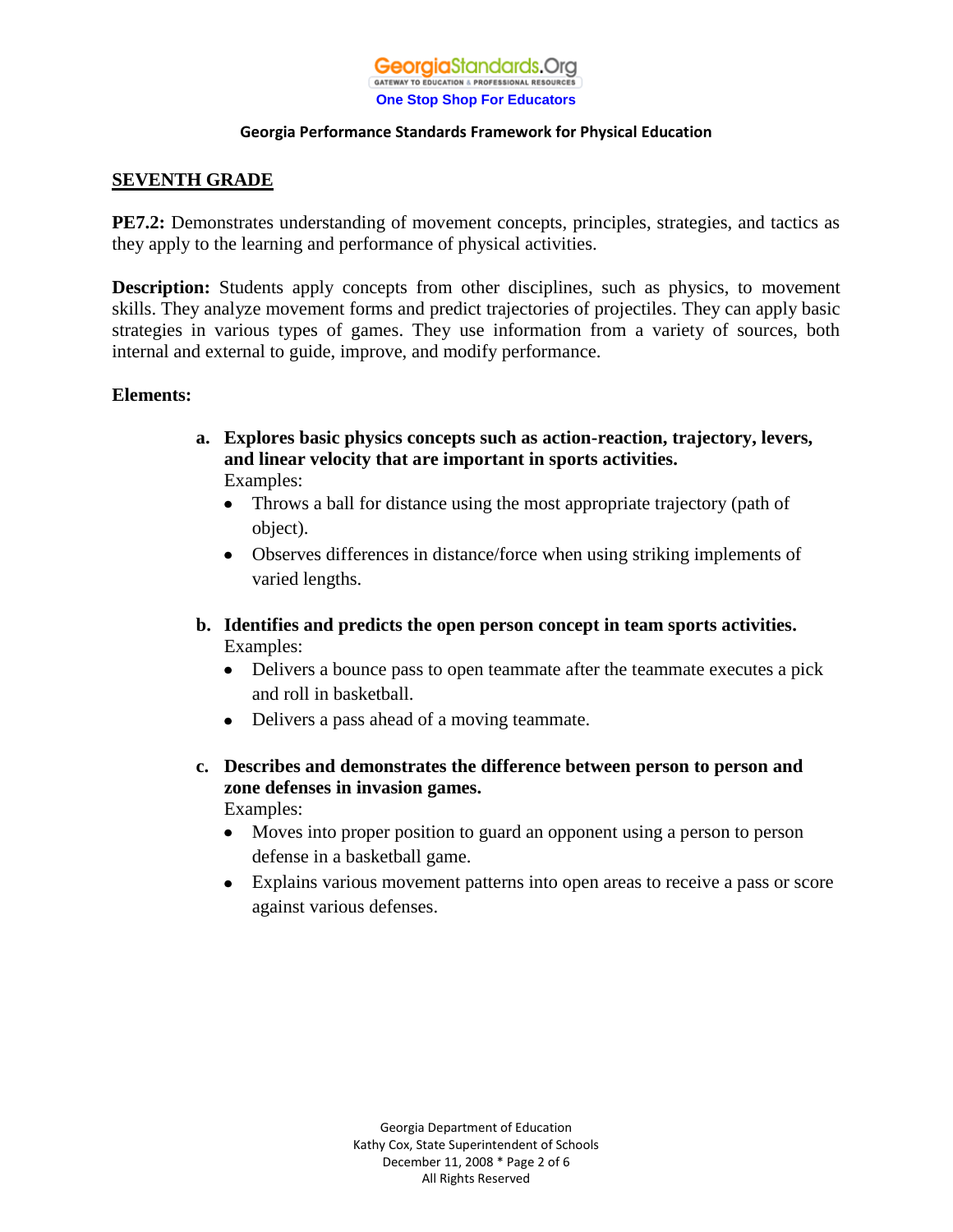## SEVENTH GRADE

**PE7.2:** Demonstrates understanding of movement concepts, principles, strategies, and tactics as they apply to the learning and performance of physical activities.

**Description:** Students apply concepts from other disciplines, such as physics, to movement skills. They analyze movement forms and predict trajectories of projectiles. They can apply basic strategies in various types of games. They use information from a variety of sources, both internal and external to guide, improve, and modify performance.

**Elements:**

a. **Explores basic physics concepts such as action-reaction, trajectory, levers, and linear velocity that are important in sports activities.**
   Examples:
   - Throws a ball for distance using the most appropriate trajectory (path of object).
   - Observes differences in distance/force when using striking implements of varied lengths.

b. **Identifies and predicts the open person concept in team sports activities.**
   Examples:
   - Delivers a bounce pass to open teammate after the teammate executes a pick and roll in basketball.
   - Delivers a pass ahead of a moving teammate.

c. **Describes and demonstrates the difference between person to person and zone defenses in invasion games.**
   Examples:
   - Moves into proper position to guard an opponent using a person to person defense in a basketball game.
   - Explains various movement patterns into open areas to receive a pass or score against various defenses.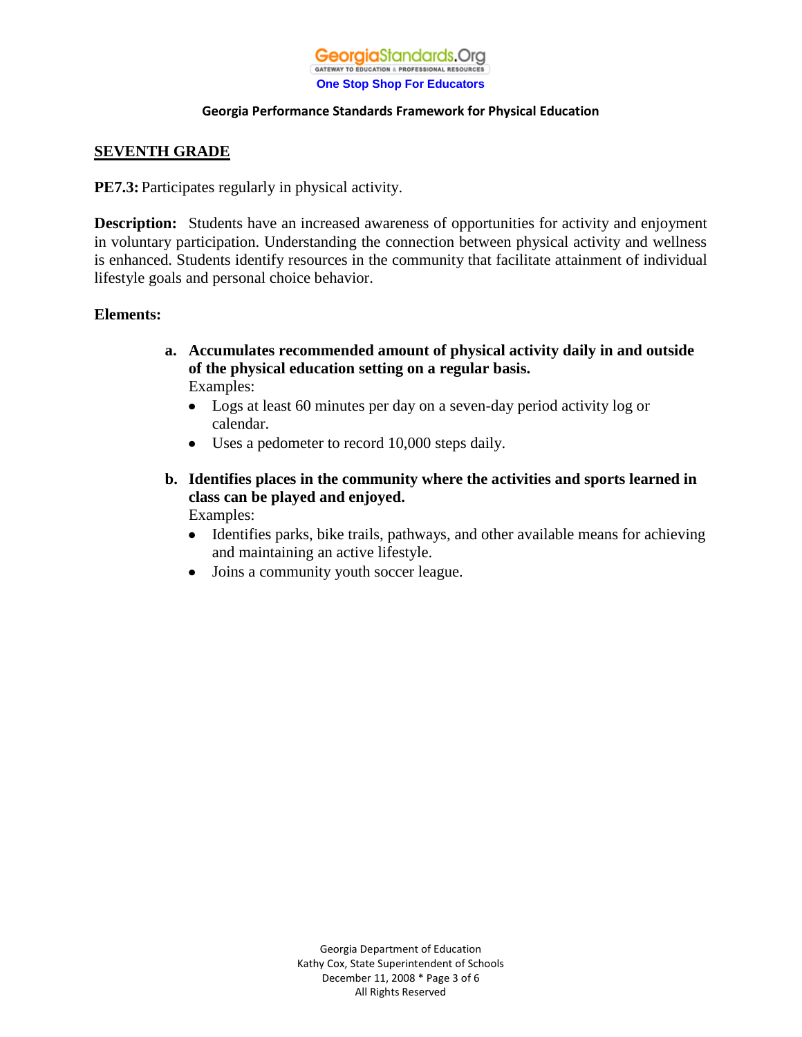## SEVENTH GRADE

**PE7.3:** Participates regularly in physical activity.

**Description:** Students have an increased awareness of opportunities for activity and enjoyment in voluntary participation. Understanding the connection between physical activity and wellness is enhanced. Students identify resources in the community that facilitate attainment of individual lifestyle goals and personal choice behavior.

**Elements:**

a. **Accumulates recommended amount of physical activity daily in and outside of the physical education setting on a regular basis.**
   Examples:
   - Logs at least 60 minutes per day on a seven-day period activity log or calendar.
   - Uses a pedometer to record 10,000 steps daily.

b. **Identifies places in the community where the activities and sports learned in class can be played and enjoyed.**
   Examples:
   - Identifies parks, bike trails, pathways, and other available means for achieving and maintaining an active lifestyle.
   - Joins a community youth soccer league.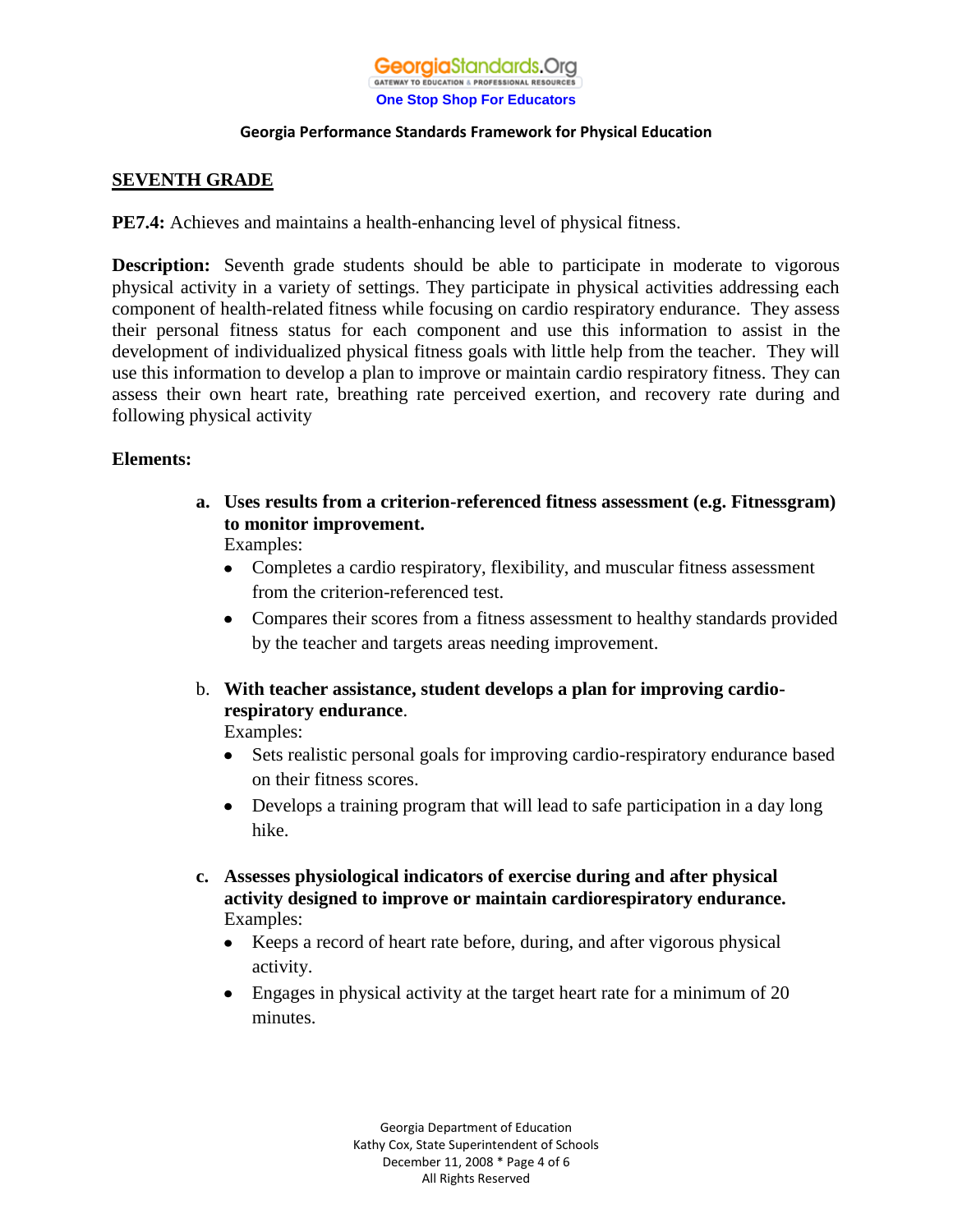## SEVENTH GRADE

**PE7.4:** Achieves and maintains a health-enhancing level of physical fitness.

**Description:** Seventh grade students should be able to participate in moderate to vigorous physical activity in a variety of settings. They participate in physical activities addressing each component of health-related fitness while focusing on cardio respiratory endurance. They assess their personal fitness status for each component and use this information to assist in the development of individualized physical fitness goals with little help from the teacher. They will use this information to develop a plan to improve or maintain cardio respiratory fitness. They can assess their own heart rate, breathing rate perceived exertion, and recovery rate during and following physical activity

**Elements:**

a. **Uses results from a criterion-referenced fitness assessment (e.g. Fitnessgram) to monitor improvement.**
   Examples:
   - Completes a cardio respiratory, flexibility, and muscular fitness assessment from the criterion-referenced test.
   - Compares their scores from a fitness assessment to healthy standards provided by the teacher and targets areas needing improvement.

b. **With teacher assistance, student develops a plan for improving cardio-respiratory endurance**.
   Examples:
   - Sets realistic personal goals for improving cardio-respiratory endurance based on their fitness scores.
   - Develops a training program that will lead to safe participation in a day long hike.

c. **Assesses physiological indicators of exercise during and after physical activity designed to improve or maintain cardiorespiratory endurance.**
   Examples:
   - Keeps a record of heart rate before, during, and after vigorous physical activity.
   - Engages in physical activity at the target heart rate for a minimum of 20 minutes.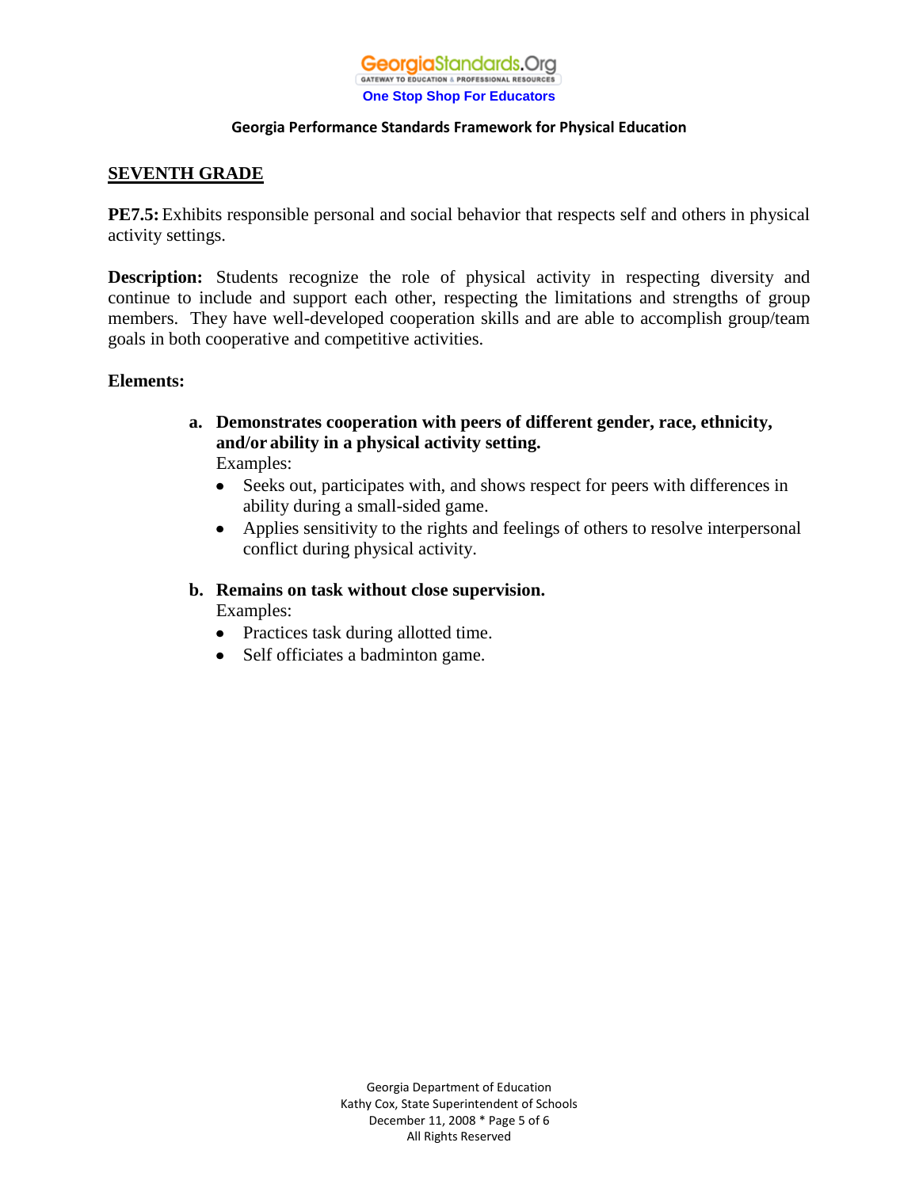## SEVENTH GRADE

**PE7.5:** Exhibits responsible personal and social behavior that respects self and others in physical activity settings.

**Description:** Students recognize the role of physical activity in respecting diversity and continue to include and support each other, respecting the limitations and strengths of group members. They have well-developed cooperation skills and are able to accomplish group/team goals in both cooperative and competitive activities.

**Elements:**

**a. Demonstrates cooperation with peers of different gender, race, ethnicity, and/or ability in a physical activity setting.**
Examples:
- Seeks out, participates with, and shows respect for peers with differences in ability during a small-sided game.
- Applies sensitivity to the rights and feelings of others to resolve interpersonal conflict during physical activity.

**b. Remains on task without close supervision.**
Examples:
- Practices task during allotted time.
- Self officiates a badminton game.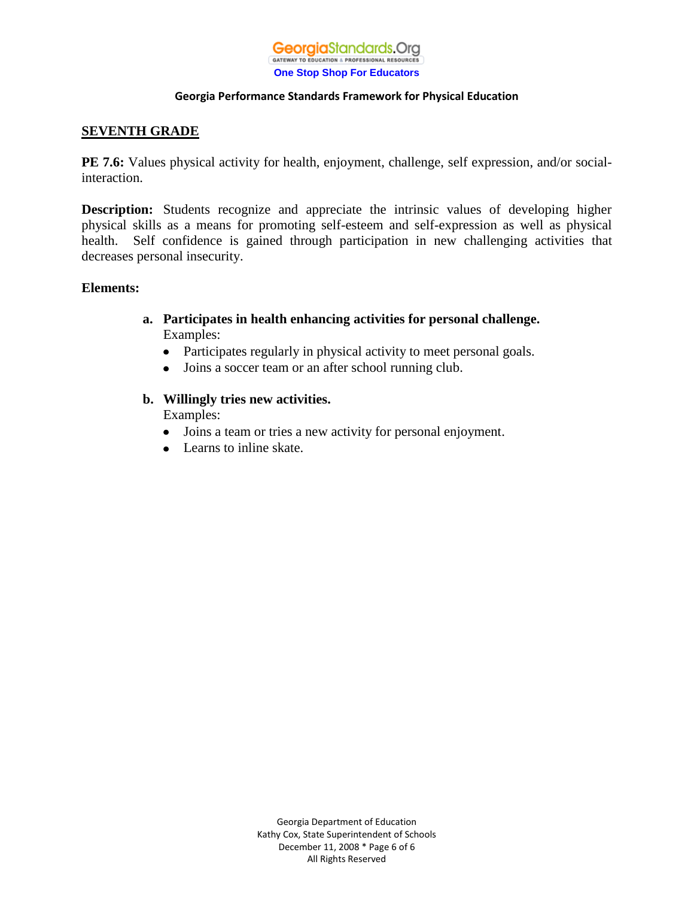## SEVENTH GRADE

**PE 7.6:** Values physical activity for health, enjoyment, challenge, self expression, and/or social-interaction.

**Description:** Students recognize and appreciate the intrinsic values of developing higher physical skills as a means for promoting self-esteem and self-expression as well as physical health. Self confidence is gained through participation in new challenging activities that decreases personal insecurity.

**Elements:**

**a. Participates in health enhancing activities for personal challenge.**
Examples:
- Participates regularly in physical activity to meet personal goals.
- Joins a soccer team or an after school running club.

**b. Willingly tries new activities.**
Examples:
- Joins a team or tries a new activity for personal enjoyment.
- Learns to inline skate.